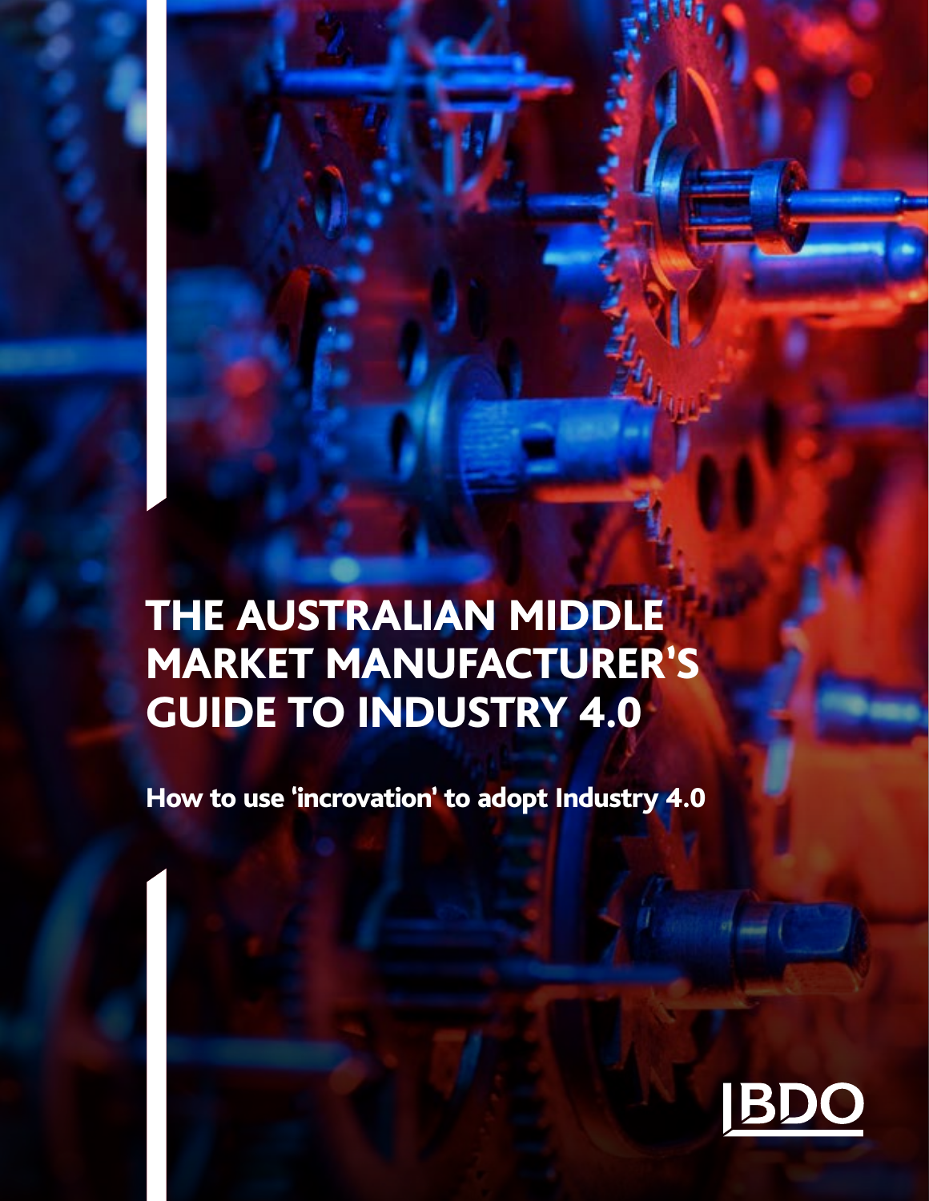# THE AUSTRALIAN MIDDLE MARKET MANUFACTURER'S GUIDE TO INDUSTRY 4.0

**How to use 'incrovation' to adopt Industry 4.0**

BDO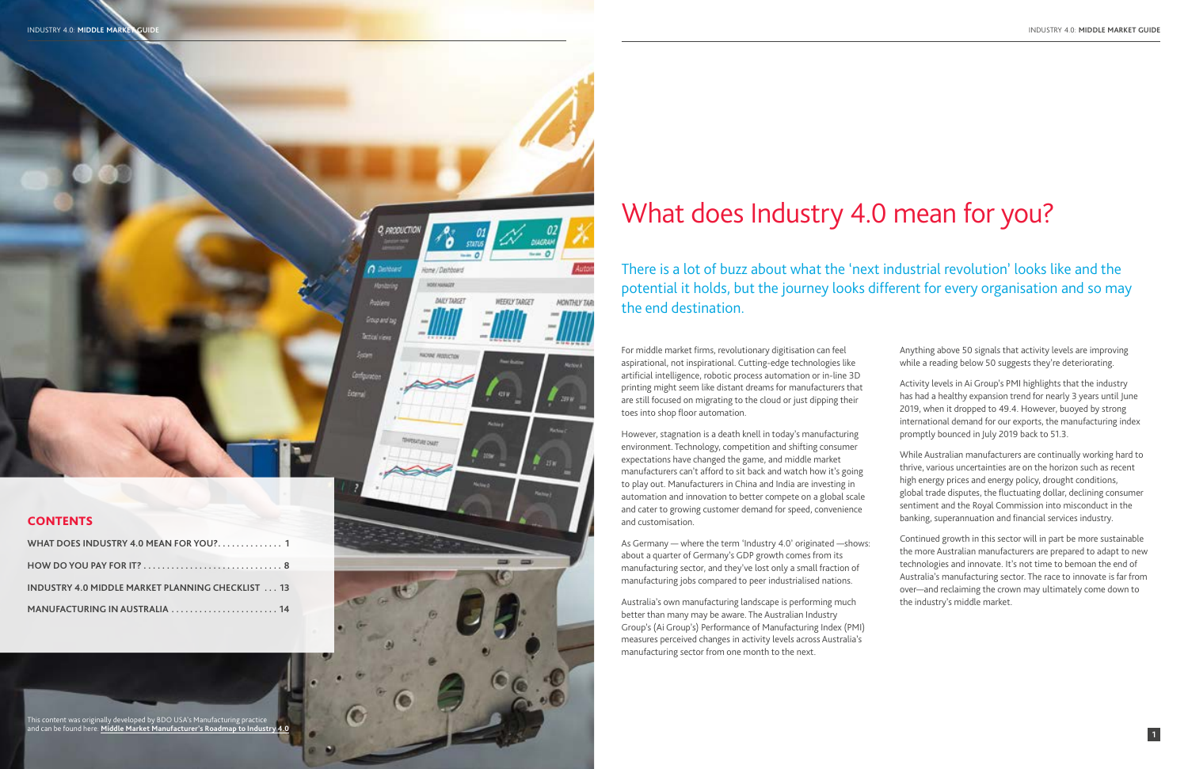## CONTENTS

WHAT DOES INDUSTRY 4.0 MEAN FOR YOU?.............. 1

HOW DO YOU PAY FOR IT?.............................. 8

INDUSTRY 4.0 MIDDLE MARKET PLANNING CHECKLIST ... 13

MANUFACTURING IN AUSTRALIA....................... 14

This content was originally developed by BDO USA's Manufacturing practice and can be found here: **Middle Market Manufacturer's Roadmap to Industry 4.0**

# What does Industry 4.0 mean for you?

There is a lot of buzz about what the 'next industrial revolution' looks like and the potential it holds, but the journey looks different for every organisation and so may the end destination.

For middle market firms, revolutionary digitisation can feel aspirational, not inspirational. Cutting-edge technologies like artificial intelligence, robotic process automation or in-line 3D printing might seem like distant dreams for manufacturers that are still focused on migrating to the cloud or just dipping their toes into shop floor automation.

However, stagnation is a death knell in today's manufacturing environment. Technology, competition and shifting consumer expectations have changed the game, and middle market manufacturers can't afford to sit back and watch how it's going to play out. Manufacturers in China and India are investing in automation and innovation to better compete on a global scale and cater to growing customer demand for speed, convenience and customisation.

As Germany — where the term 'Industry 4.0' originated —shows: about a quarter of Germany's GDP growth comes from its manufacturing sector, and they've lost only a small fraction of manufacturing jobs compared to peer industrialised nations.

Australia's own manufacturing landscape is performing much better than many may be aware. The Australian Industry Group's (Ai Group's) Performance of Manufacturing Index (PMI) measures perceived changes in activity levels across Australia's manufacturing sector from one month to the next.

Anything above 50 signals that activity levels are improving while a reading below 50 suggests they're deteriorating.

Activity levels in Ai Group's PMI highlights that the industry has had a healthy expansion trend for nearly 3 years until June 2019, when it dropped to 49.4. However, buoyed by strong international demand for our exports, the manufacturing index promptly bounced in July 2019 back to 51.3.

While Australian manufacturers are continually working hard to thrive, various uncertainties are on the horizon such as recent high energy prices and energy policy, drought conditions, global trade disputes, the fluctuating dollar, declining consumer sentiment and the Royal Commission into misconduct in the banking, superannuation and financial services industry.

Continued growth in this sector will in part be more sustainable the more Australian manufacturers are prepared to adapt to new technologies and innovate. It's not time to bemoan the end of Australia's manufacturing sector. The race to innovate is far from over—and reclaiming the crown may ultimately come down to the industry's middle market.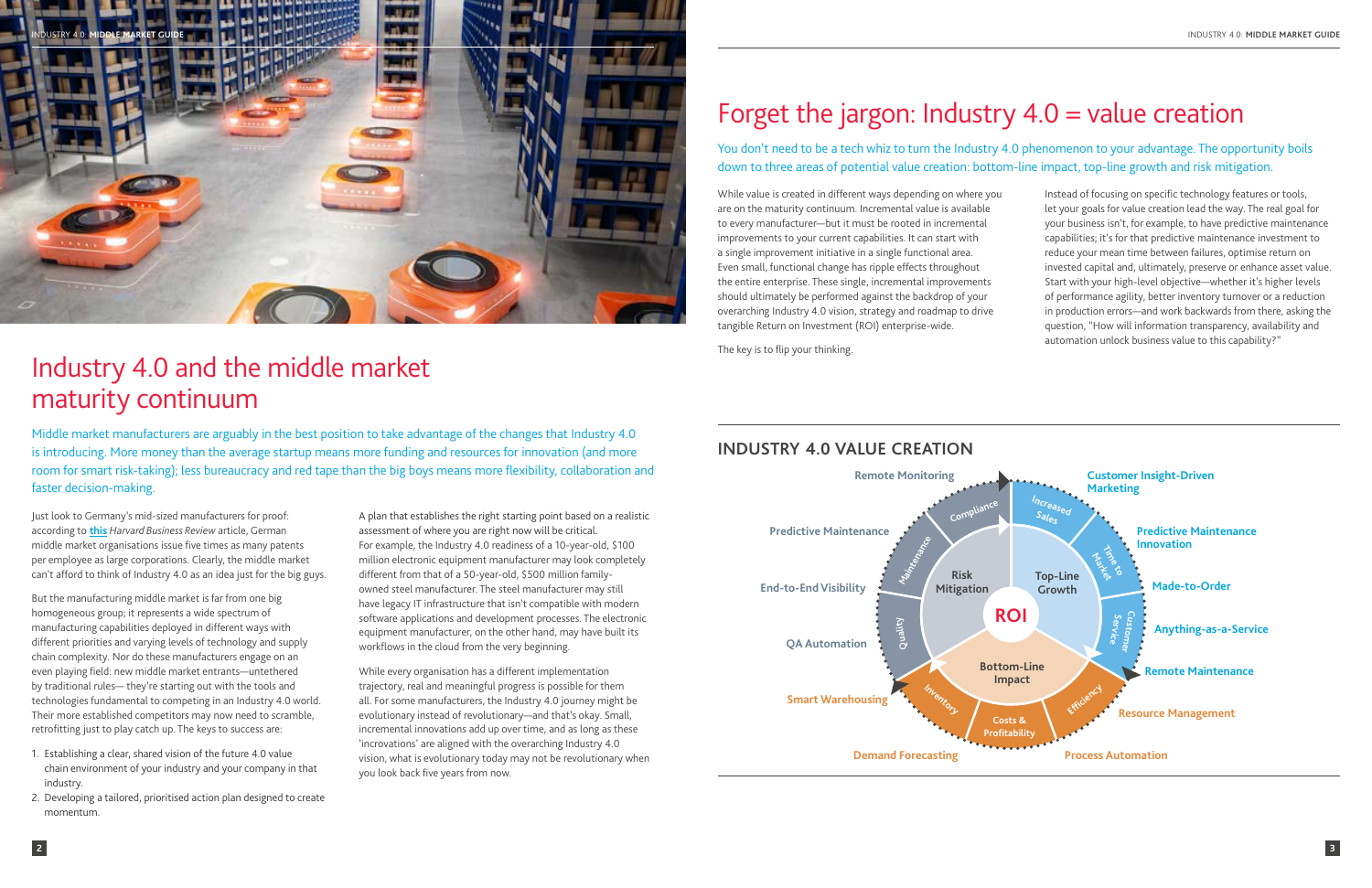# Industry 4.0 and the middle market maturity continuum

Middle market manufacturers are arguably in the best position to take advantage of the changes that Industry 4.0 is introducing. More money than the average startup means more funding and resources for innovation (and more room for smart risk-taking); less bureaucracy and red tape than the big boys means more flexibility, collaboration and faster decision-making.

Just look to Germany's mid-sized manufacturers for proof: according to **this** *Harvard Business Review* article, German middle market organisations issue five times as many patents per employee as large corporations. Clearly, the middle market can't afford to think of Industry 4.0 as an idea just for the big guys.

But the manufacturing middle market is far from one big homogeneous group; it represents a wide spectrum of manufacturing capabilities deployed in different ways with different priorities and varying levels of technology and supply chain complexity. Nor do these manufacturers engage on an even playing field: new middle market entrants—untethered by traditional rules— they're starting out with the tools and technologies fundamental to competing in an Industry 4.0 world. Their more established competitors may now need to scramble, retrofitting just to play catch up. The keys to success are:

1. Establishing a clear, shared vision of the future 4.0 value chain environment of your industry and your company in that industry.
2. Developing a tailored, prioritised action plan designed to create momentum.

A plan that establishes the right starting point based on a realistic assessment of where you are right now will be critical. For example, the Industry 4.0 readiness of a 10-year-old, $100 million electronic equipment manufacturer may look completely different from that of a 50-year-old, $500 million family-owned steel manufacturer. The steel manufacturer may still have legacy IT infrastructure that isn't compatible with modern software applications and development processes. The electronic equipment manufacturer, on the other hand, may have built its workflows in the cloud from the very beginning.

While every organisation has a different implementation trajectory, real and meaningful progress is possible for them all. For some manufacturers, the Industry 4.0 journey might be evolutionary instead of revolutionary—and that's okay. Small, incremental innovations add up over time, and as long as these 'incrovations' are aligned with the overarching Industry 4.0 vision, what is evolutionary today may not be revolutionary when you look back five years from now.

# Forget the jargon: Industry 4.0 = value creation

You don't need to be a tech whiz to turn the Industry 4.0 phenomenon to your advantage. The opportunity boils down to three areas of potential value creation: bottom-line impact, top-line growth and risk mitigation.

While value is created in different ways depending on where you are on the maturity continuum. Incremental value is available to every manufacturer—but it must be rooted in incremental improvements to your current capabilities. It can start with a single improvement initiative in a single functional area. Even small, functional change has ripple effects throughout the entire enterprise. These single, incremental improvements should ultimately be performed against the backdrop of your overarching Industry 4.0 vision, strategy and roadmap to drive tangible Return on Investment (ROI) enterprise-wide.

The key is to flip your thinking.

Instead of focusing on specific technology features or tools, let your goals for value creation lead the way. The real goal for your business isn't, for example, to have predictive maintenance capabilities; it's for that predictive maintenance investment to reduce your mean time between failures, optimise return on invested capital and, ultimately, preserve or enhance asset value. Start with your high-level objective—whether it's higher levels of performance agility, better inventory turnover or a reduction in production errors—and work backwards from there, asking the question, "How will information transparency, availability and automation unlock business value to this capability?"

## INDUSTRY 4.0 VALUE CREATION

**ROI**

**Risk Mitigation**
- Compliance: Remote Monitoring
- Maintenance: Predictive Maintenance
- Quality: End-to-End Visibility, QA Automation

**Top-Line Growth**
- Increased Sales: Customer Insight-Driven Marketing
- Time to Market: Predictive Maintenance Innovation, Made-to-Order
- Customer Service: Anything-as-a-Service, Remote Maintenance

**Bottom-Line Impact**
- Efficiency: Resource Management
- Costs & Profitability: Process Automation, Demand Forecasting
- Inventory: Smart Warehousing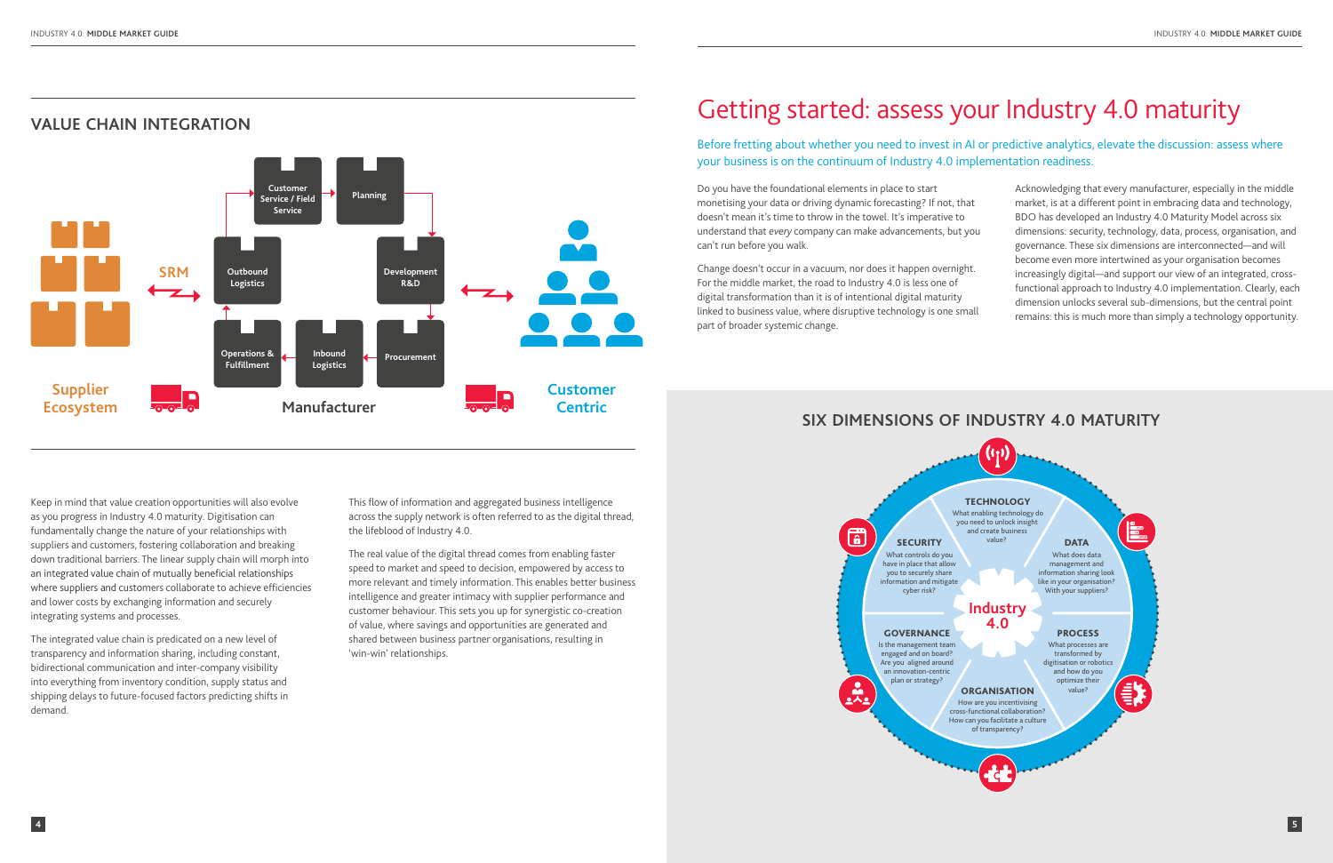## VALUE CHAIN INTEGRATION

Customer Service / Field Service

Planning

Outbound Logistics

Development R&D

SRM

Operations & Fulfillment

Inbound Logistics

Procurement

Supplier Ecosystem

Manufacturer

Customer Centric

Keep in mind that value creation opportunities will also evolve as you progress in Industry 4.0 maturity. Digitisation can fundamentally change the nature of your relationships with suppliers and customers, fostering collaboration and breaking down traditional barriers. The linear supply chain will morph into an integrated value chain of mutually beneficial relationships where suppliers and customers collaborate to achieve efficiencies and lower costs by exchanging information and securely integrating systems and processes.

The integrated value chain is predicated on a new level of transparency and information sharing, including constant, bidirectional communication and inter-company visibility into everything from inventory condition, supply status and shipping delays to future-focused factors predicting shifts in demand.

This flow of information and aggregated business intelligence across the supply network is often referred to as the digital thread, the lifeblood of Industry 4.0.

The real value of the digital thread comes from enabling faster speed to market and speed to decision, empowered by access to more relevant and timely information. This enables better business intelligence and greater intimacy with supplier performance and customer behaviour. This sets you up for synergistic co-creation of value, where savings and opportunities are generated and shared between business partner organisations, resulting in 'win-win' relationships.

# Getting started: assess your Industry 4.0 maturity

Before fretting about whether you need to invest in AI or predictive analytics, elevate the discussion: assess where your business is on the continuum of Industry 4.0 implementation readiness.

Do you have the foundational elements in place to start monetising your data or driving dynamic forecasting? If not, that doesn't mean it's time to throw in the towel. It's imperative to understand that *every* company can make advancements, but you can't run before you walk.

Change doesn't occur in a vacuum, nor does it happen overnight. For the middle market, the road to Industry 4.0 is less one of digital transformation than it is of intentional digital maturity linked to business value, where disruptive technology is one small part of broader systemic change.

Acknowledging that every manufacturer, especially in the middle market, is at a different point in embracing data and technology, BDO has developed an Industry 4.0 Maturity Model across six dimensions: security, technology, data, process, organisation, and governance. These six dimensions are interconnected—and will become even more intertwined as your organisation becomes increasingly digital—and support our view of an integrated, cross-functional approach to Industry 4.0 implementation. Clearly, each dimension unlocks several sub-dimensions, but the central point remains: this is much more than simply a technology opportunity.

## SIX DIMENSIONS OF INDUSTRY 4.0 MATURITY

Industry 4.0

**TECHNOLOGY**
What enabling technology do you need to unlock insight and create business value?

**DATA**
What does data management and information sharing look like in your organisation? With your suppliers?

**PROCESS**
What processes are transformed by digitisation or robotics and how do you optimize their value?

**ORGANISATION**
How are you incentivising cross-functional collaboration? How can you facilitate a culture of transparency?

**GOVERNANCE**
Is the management team engaged and on board? Are you aligned around an innovation-centric plan or strategy?

**SECURITY**
What controls do you have in place that allow you to securely share information and mitigate cyber risk?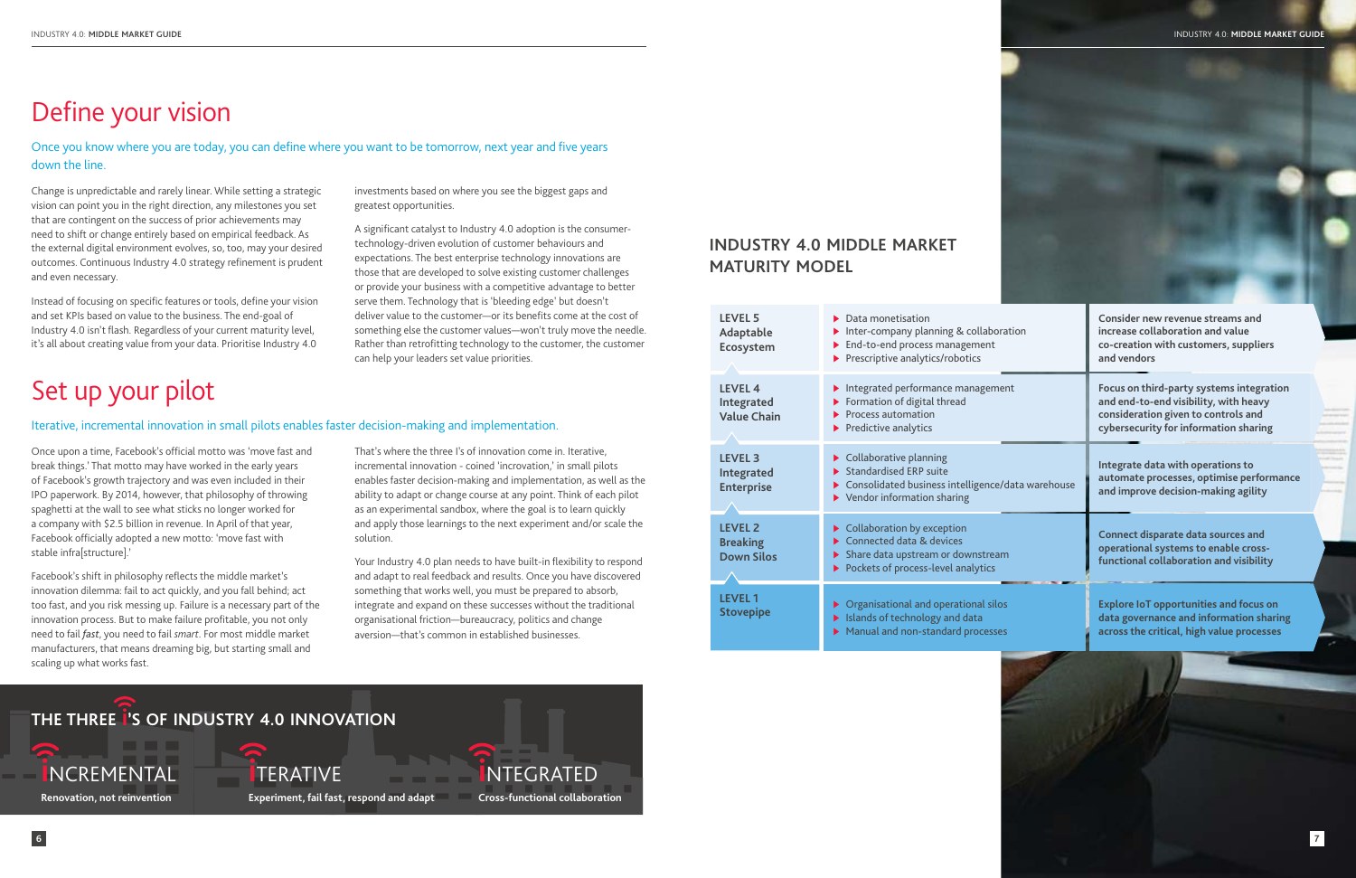# Define your vision

Once you know where you are today, you can define where you want to be tomorrow, next year and five years down the line.

Change is unpredictable and rarely linear. While setting a strategic vision can point you in the right direction, any milestones you set that are contingent on the success of prior achievements may need to shift or change entirely based on empirical feedback. As the external digital environment evolves, so, too, may your desired outcomes. Continuous Industry 4.0 strategy refinement is prudent and even necessary.

Instead of focusing on specific features or tools, define your vision and set KPIs based on value to the business. The end-goal of Industry 4.0 isn't flash. Regardless of your current maturity level, it's all about creating value from your data. Prioritise Industry 4.0 investments based on where you see the biggest gaps and greatest opportunities.

A significant catalyst to Industry 4.0 adoption is the consumer-technology-driven evolution of customer behaviours and expectations. The best enterprise technology innovations are those that are developed to solve existing customer challenges or provide your business with a competitive advantage to better serve them. Technology that is 'bleeding edge' but doesn't deliver value to the customer—or its benefits come at the cost of something else the customer values—won't truly move the needle. Rather than retrofitting technology to the customer, the customer can help your leaders set value priorities.

# Set up your pilot

Iterative, incremental innovation in small pilots enables faster decision-making and implementation.

Once upon a time, Facebook's official motto was 'move fast and break things.' That motto may have worked in the early years of Facebook's growth trajectory and was even included in their IPO paperwork. By 2014, however, that philosophy of throwing spaghetti at the wall to see what sticks no longer worked for a company with $2.5 billion in revenue. In April of that year, Facebook officially adopted a new motto: 'move fast with stable infra[structure].'

Facebook's shift in philosophy reflects the middle market's innovation dilemma: fail to act quickly, and you fall behind; act too fast, and you risk messing up. Failure is a necessary part of the innovation process. But to make failure profitable, you not only need to fail *fast*, you need to fail *smart*. For most middle market manufacturers, that means dreaming big, but starting small and scaling up what works fast.

That's where the three I's of innovation come in. Iterative, incremental innovation - coined 'increvation,' in small pilots enables faster decision-making and implementation, as well as the ability to adapt or change course at any point. Think of each pilot as an experimental sandbox, where the goal is to learn quickly and apply those learnings to the next experiment and/or scale the solution.

Your Industry 4.0 plan needs to have built-in flexibility to respond and adapt to real feedback and results. Once you have discovered something that works well, you must be prepared to absorb, integrate and expand on these successes without the traditional organisational friction—bureaucracy, politics and change aversion—that's common in established businesses.

## THE THREE I'S OF INDUSTRY 4.0 INNOVATION

**INCREMENTAL** – Renovation, not reinvention

**ITERATIVE** – Experiment, fail fast, respond and adapt

**INTEGRATED** – Cross-functional collaboration

## INDUSTRY 4.0 MIDDLE MARKET MATURITY MODEL

| Level | Characteristics | Focus |
|---|---|---|
| **LEVEL 5 Adaptable Ecosystem** | Data monetisation; Inter-company planning & collaboration; End-to-end process management; Prescriptive analytics/robotics | Consider new revenue streams and increase collaboration and value co-creation with customers, suppliers and vendors |
| **LEVEL 4 Integrated Value Chain** | Integrated performance management; Formation of digital thread; Process automation; Predictive analytics | Focus on third-party systems integration and end-to-end visibility, with heavy consideration given to controls and cybersecurity for information sharing |
| **LEVEL 3 Integrated Enterprise** | Collaborative planning; Standardised ERP suite; Consolidated business intelligence/data warehouse; Vendor information sharing | Integrate data with operations to automate processes, optimise performance and improve decision-making agility |
| **LEVEL 2 Breaking Down Silos** | Collaboration by exception; Connected data & devices; Share data upstream or downstream; Pockets of process-level analytics | Connect disparate data sources and operational systems to enable cross-functional collaboration and visibility |
| **LEVEL 1 Stovepipe** | Organisational and operational silos; Islands of technology and data; Manual and non-standard processes | Explore IoT opportunities and focus on data governance and information sharing across the critical, high value processes |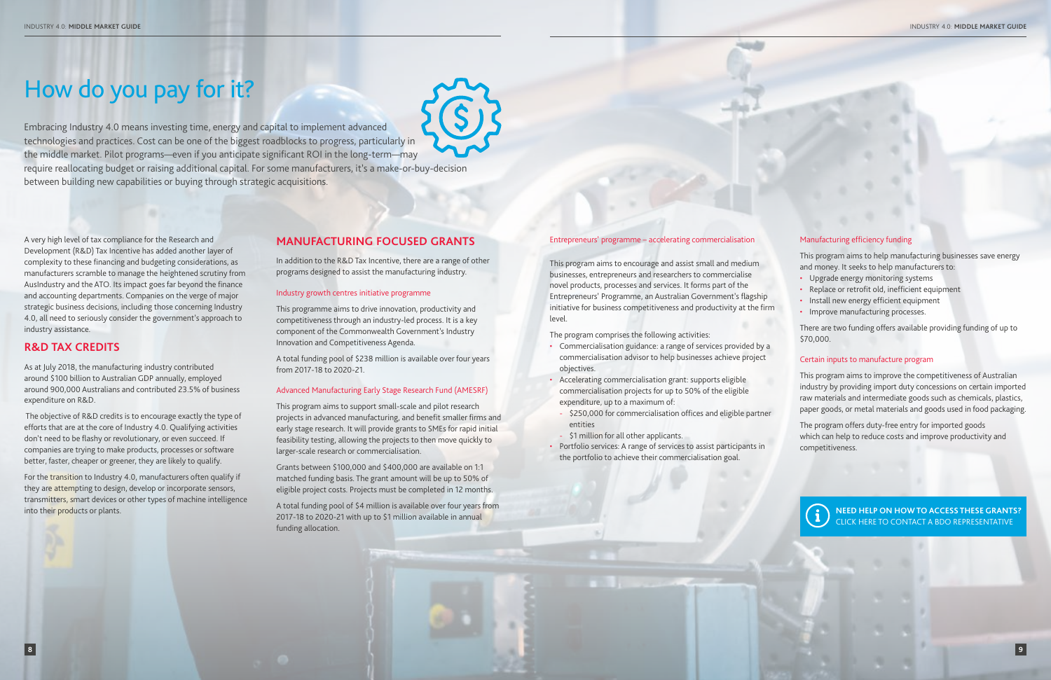# How do you pay for it?

Embracing Industry 4.0 means investing time, energy and capital to implement advanced technologies and practices. Cost can be one of the biggest roadblocks to progress, particularly in the middle market. Pilot programs—even if you anticipate significant ROI in the long-term—may require reallocating budget or raising additional capital. For some manufacturers, it's a make-or-buy-decision between building new capabilities or buying through strategic acquisitions.

A very high level of tax compliance for the Research and Development (R&D) Tax Incentive has added another layer of complexity to these financing and budgeting considerations, as manufacturers scramble to manage the heightened scrutiny from AusIndustry and the ATO. Its impact goes far beyond the finance and accounting departments. Companies on the verge of major strategic business decisions, including those concerning Industry 4.0, all need to seriously consider the government's approach to industry assistance.

## R&D TAX CREDITS

As at July 2018, the manufacturing industry contributed around $100 billion to Australian GDP annually, employed around 900,000 Australians and contributed 23.5% of business expenditure on R&D.

The objective of R&D credits is to encourage exactly the type of efforts that are at the core of Industry 4.0. Qualifying activities don't need to be flashy or revolutionary, or even succeed. If companies are trying to make products, processes or software better, faster, cheaper or greener, they are likely to qualify.

For the transition to Industry 4.0, manufacturers often qualify if they are attempting to design, develop or incorporate sensors, transmitters, smart devices or other types of machine intelligence into their products or plants.

## MANUFACTURING FOCUSED GRANTS

In addition to the R&D Tax Incentive, there are a range of other programs designed to assist the manufacturing industry.

### Industry growth centres initiative programme

This programme aims to drive innovation, productivity and competitiveness through an industry-led process. It is a key component of the Commonwealth Government's Industry Innovation and Competitiveness Agenda.

A total funding pool of $238 million is available over four years from 2017-18 to 2020-21.

### Advanced Manufacturing Early Stage Research Fund (AMESRF)

This program aims to support small-scale and pilot research projects in advanced manufacturing, and benefit smaller firms and early stage research. It will provide grants to SMEs for rapid initial feasibility testing, allowing the projects to then move quickly to larger-scale research or commercialisation.

Grants between $100,000 and $400,000 are available on 1:1 matched funding basis. The grant amount will be up to 50% of eligible project costs. Projects must be completed in 12 months.

A total funding pool of $4 million is available over four years from 2017-18 to 2020-21 with up to $1 million available in annual funding allocation.

### Entrepreneurs' programme – accelerating commercialisation

This program aims to encourage and assist small and medium businesses, entrepreneurs and researchers to commercialise novel products, processes and services. It forms part of the Entrepreneurs' Programme, an Australian Government's flagship initiative for business competitiveness and productivity at the firm level.

The program comprises the following activities:

- Commercialisation guidance: a range of services provided by a commercialisation advisor to help businesses achieve project objectives.
- Accelerating commercialisation grant: supports eligible commercialisation projects for up to 50% of the eligible expenditure, up to a maximum of:
  - $250,000 for commercialisation offices and eligible partner entities
  - $1 million for all other applicants.
- Portfolio services: A range of services to assist participants in the portfolio to achieve their commercialisation goal.

### Manufacturing efficiency funding

This program aims to help manufacturing businesses save energy and money. It seeks to help manufacturers to:

- Upgrade energy monitoring systems
- Replace or retrofit old, inefficient equipment
- Install new energy efficient equipment
- Improve manufacturing processes.

There are two funding offers available providing funding of up to $70,000.

### Certain inputs to manufacture program

This program aims to improve the competitiveness of Australian industry by providing import duty concessions on certain imported raw materials and intermediate goods such as chemicals, plastics, paper goods, or metal materials and goods used in food packaging.

The program offers duty-free entry for imported goods which can help to reduce costs and improve productivity and competitiveness.

**NEED HELP ON HOW TO ACCESS THESE GRANTS?**
CLICK HERE TO CONTACT A BDO REPRESENTATIVE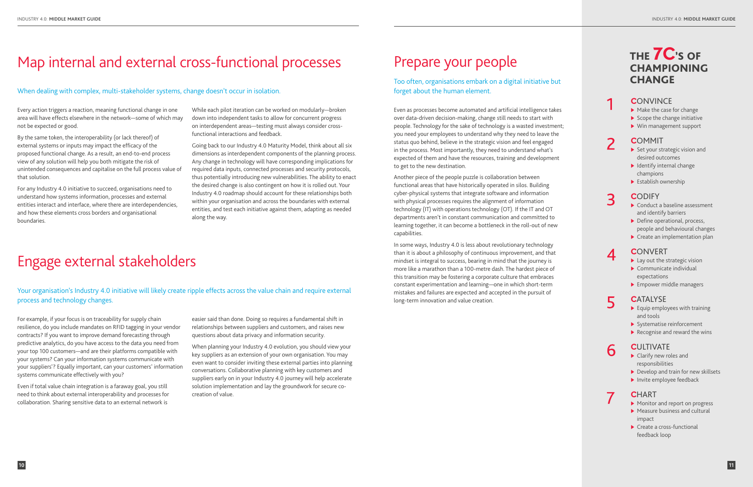# Map internal and external cross-functional processes

When dealing with complex, multi-stakeholder systems, change doesn't occur in isolation.

Every action triggers a reaction, meaning functional change in one area will have effects elsewhere in the network—some of which may not be expected or good.

By the same token, the interoperability (or lack thereof) of external systems or inputs may impact the efficacy of the proposed functional change. As a result, an end-to-end process view of any solution will help you both mitigate the risk of unintended consequences and capitalise on the full process value of that solution.

For any Industry 4.0 initiative to succeed, organisations need to understand how systems information, processes and external entities interact and interface, where there are interdependencies, and how these elements cross borders and organisational boundaries.

While each pilot iteration can be worked on modularly—broken down into independent tasks to allow for concurrent progress on interdependent areas—testing must always consider cross-functional interactions and feedback.

Going back to our Industry 4.0 Maturity Model, think about all six dimensions as interdependent components of the planning process. Any change in technology will have corresponding implications for required data inputs, connected processes and security protocols, thus potentially introducing new vulnerabilities. The ability to enact the desired change is also contingent on how it is rolled out. Your Industry 4.0 roadmap should account for these relationships both within your organisation and across the boundaries with external entities, and test each initiative against them, adapting as needed along the way.

# Engage external stakeholders

Your organisation's Industry 4.0 initiative will likely create ripple effects across the value chain and require external process and technology changes.

For example, if your focus is on traceability for supply chain resilience, do you include mandates on RFID tagging in your vendor contracts? If you want to improve demand forecasting through predictive analytics, do you have access to the data you need from your top 100 customers—and are their platforms compatible with your systems? Can your information systems communicate with your suppliers'? Equally important, can your customers' information systems communicate effectively with you?

Even if total value chain integration is a faraway goal, you still need to think about external interoperability and processes for collaboration. Sharing sensitive data to an external network is easier said than done. Doing so requires a fundamental shift in relationships between suppliers and customers, and raises new questions about data privacy and information security.

When planning your Industry 4.0 evolution, you should view your key suppliers as an extension of your own organisation. You may even want to consider inviting these external parties into planning conversations. Collaborative planning with key customers and suppliers early on in your Industry 4.0 journey will help accelerate solution implementation and lay the groundwork for secure co-creation of value.

# Prepare your people

Too often, organisations embark on a digital initiative but forget about the human element.

Even as processes become automated and artificial intelligence takes over data-driven decision-making, change still needs to start with people. Technology for the sake of technology is a wasted investment; you need your employees to understand why they need to leave the status quo behind, believe in the strategic vision and feel engaged in the process. Most importantly, they need to understand what's expected of them and have the resources, training and development to get to the new destination.

Another piece of the people puzzle is collaboration between functional areas that have historically operated in silos. Building cyber-physical systems that integrate software and information with physical processes requires the alignment of information technology (IT) with operations technology (OT). If the IT and OT departments aren't in constant communication and committed to learning together, it can become a bottleneck in the roll-out of new capabilities.

In some ways, Industry 4.0 is less about revolutionary technology than it is about a philosophy of continuous improvement, and that mindset is integral to success, bearing in mind that the journey is more like a marathon than a 100-metre dash. The hardest piece of this transition may be fostering a corporate culture that embraces constant experimentation and learning—one in which short-term mistakes and failures are expected and accepted in the pursuit of long-term innovation and value creation.

## The 7C's of championing change

**1 CONVINCE**
- Make the case for change
- Scope the change initiative
- Win management support

**2 COMMIT**
- Set your strategic vision and desired outcomes
- Identify internal change champions
- Establish ownership

**3 CODIFY**
- Conduct a baseline assessment and identify barriers
- Define operational, process, people and behavioural changes
- Create an implementation plan

**4 CONVERT**
- Lay out the strategic vision
- Communicate individual expectations
- Empower middle managers

**5 CATALYSE**
- Equip employees with training and tools
- Systematise reinforcement
- Recognise and reward the wins

**6 CULTIVATE**
- Clarify new roles and responsibilities
- Develop and train for new skillsets
- Invite employee feedback

**7 CHART**
- Monitor and report on progress
- Measure business and cultural impact
- Create a cross-functional feedback loop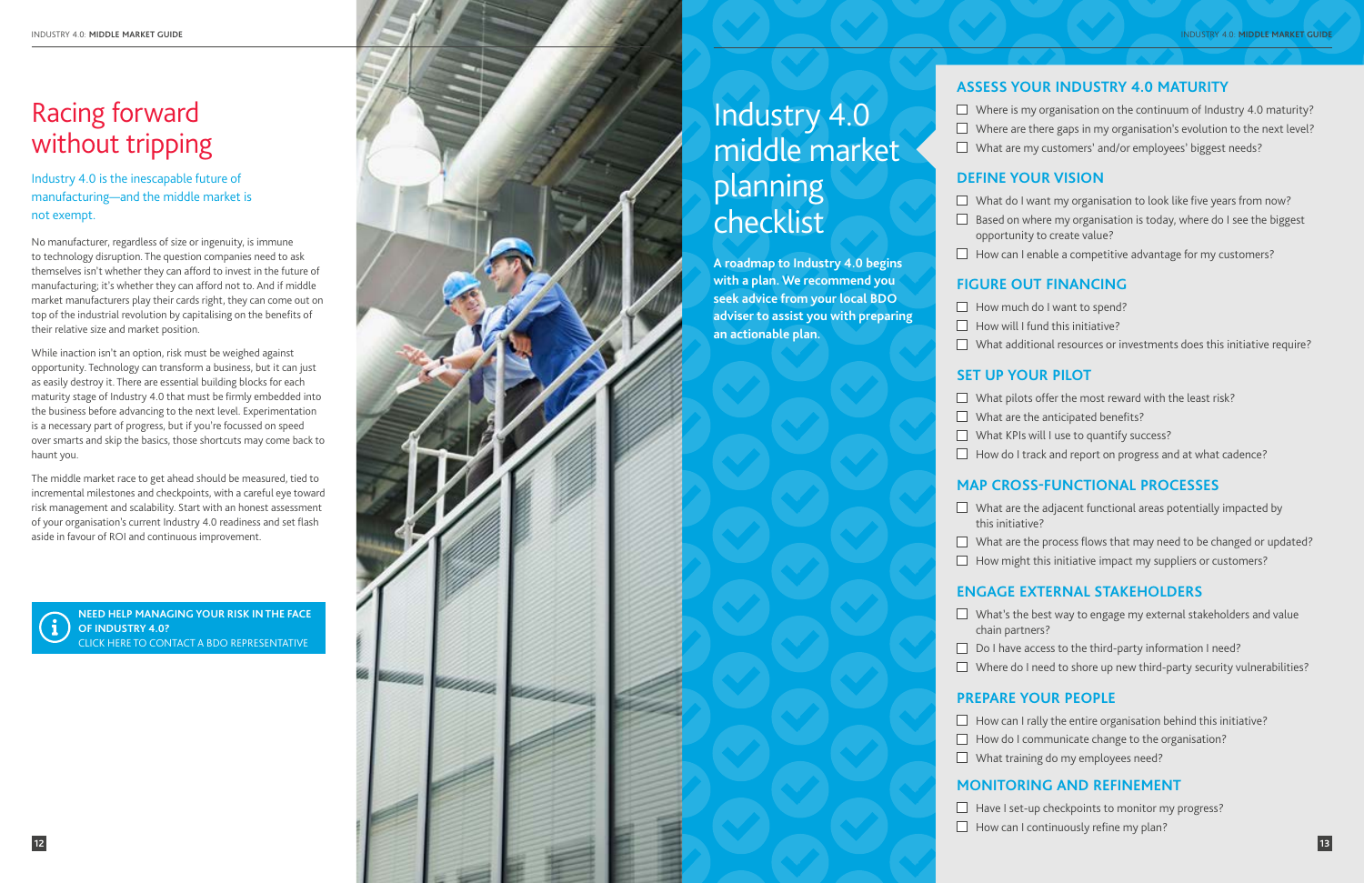# Racing forward without tripping

## Industry 4.0 is the inescapable future of manufacturing—and the middle market is not exempt.

No manufacturer, regardless of size or ingenuity, is immune to technology disruption. The question companies need to ask themselves isn't whether they can afford to invest in the future of manufacturing; it's whether they can afford not to. And if middle market manufacturers play their cards right, they can come out on top of the industrial revolution by capitalising on the benefits of their relative size and market position.

While inaction isn't an option, risk must be weighed against opportunity. Technology can transform a business, but it can just as easily destroy it. There are essential building blocks for each maturity stage of Industry 4.0 that must be firmly embedded into the business before advancing to the next level. Experimentation is a necessary part of progress, but if you're focussed on speed over smarts and skip the basics, those shortcuts may come back to haunt you.

The middle market race to get ahead should be measured, tied to incremental milestones and checkpoints, with a careful eye toward risk management and scalability. Start with an honest assessment of your organisation's current Industry 4.0 readiness and set flash aside in favour of ROI and continuous improvement.

**NEED HELP MANAGING YOUR RISK IN THE FACE OF INDUSTRY 4.0?**
CLICK HERE TO CONTACT A BDO REPRESENTATIVE

# Industry 4.0 middle market planning checklist

**A roadmap to Industry 4.0 begins with a plan. We recommend you seek advice from your local BDO adviser to assist you with preparing an actionable plan.**

## ASSESS YOUR INDUSTRY 4.0 MATURITY

- [ ] Where is my organisation on the continuum of Industry 4.0 maturity?
- [ ] Where are there gaps in my organisation's evolution to the next level?
- [ ] What are my customers' and/or employees' biggest needs?

## DEFINE YOUR VISION

- [ ] What do I want my organisation to look like five years from now?
- [ ] Based on where my organisation is today, where do I see the biggest opportunity to create value?
- [ ] How can I enable a competitive advantage for my customers?

## FIGURE OUT FINANCING

- [ ] How much do I want to spend?
- [ ] How will I fund this initiative?
- [ ] What additional resources or investments does this initiative require?

## SET UP YOUR PILOT

- [ ] What pilots offer the most reward with the least risk?
- [ ] What are the anticipated benefits?
- [ ] What KPIs will I use to quantify success?
- [ ] How do I track and report on progress and at what cadence?

## MAP CROSS-FUNCTIONAL PROCESSES

- [ ] What are the adjacent functional areas potentially impacted by this initiative?
- [ ] What are the process flows that may need to be changed or updated?
- [ ] How might this initiative impact my suppliers or customers?

## ENGAGE EXTERNAL STAKEHOLDERS

- [ ] What's the best way to engage my external stakeholders and value chain partners?
- [ ] Do I have access to the third-party information I need?
- [ ] Where do I need to shore up new third-party security vulnerabilities?

## PREPARE YOUR PEOPLE

- [ ] How can I rally the entire organisation behind this initiative?
- [ ] How do I communicate change to the organisation?
- [ ] What training do my employees need?

## MONITORING AND REFINEMENT

- [ ] Have I set-up checkpoints to monitor my progress?
- [ ] How can I continuously refine my plan?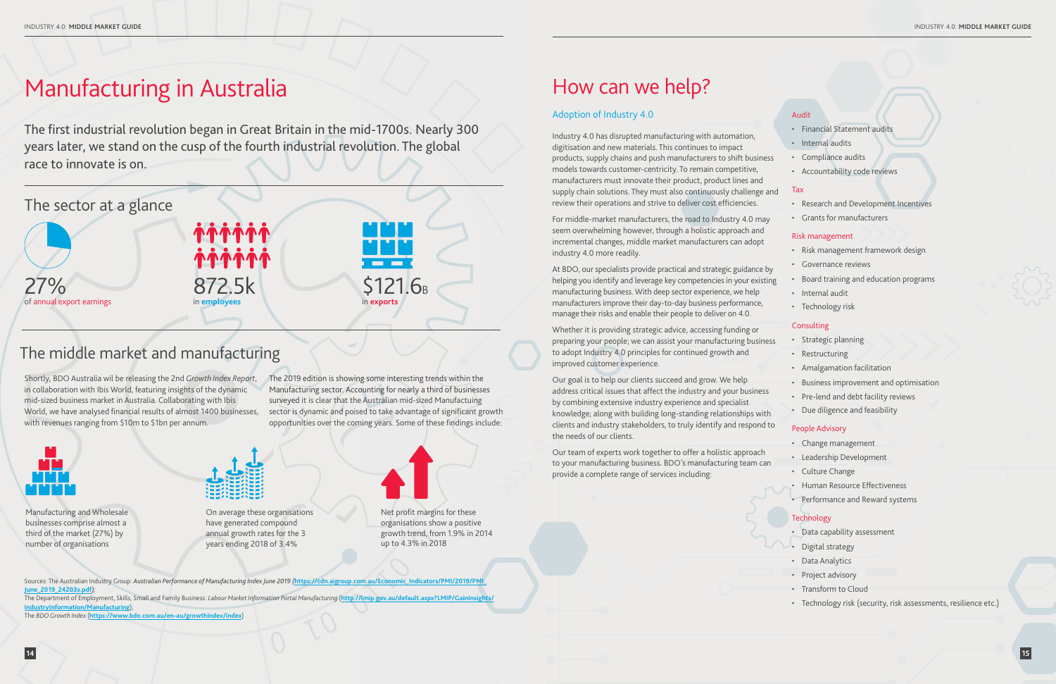# Manufacturing in Australia

The first industrial revolution began in Great Britain in the mid-1700s. Nearly 300 years later, we stand on the cusp of the fourth industrial revolution. The global race to innovate is on.

## The sector at a glance

**27%**
of annual export earnings

**872.5k**
in **employees**

**$121.6B**
in **exports**

## The middle market and manufacturing

Shortly, BDO Australia wil be releasing the 2nd *Growth Index Report*, in collaboration with Ibis World, featuring insights of the dynamic mid-sized business market in Australia. Collaborating with Ibis World, we have analysed financial results of almost 1400 businesses, with revenues ranging from $10m to $1bn per annum.

The 2019 edition is showing some interesting trends within the Manufacturing sector. Accounting for nearly a third of businesses surveyed it is clear that the Australian mid-sized Manufacturing sector is dynamic and poised to take advantage of significant growth opportunities over the coming years. Some of these findings include:

Manufacturing and Wholesale businesses comprise almost a third of the market (27%) by number of organisations

On average these organisations have generated compound annual growth rates for the 3 years ending 2018 of 3.4%

Net profit margins for these organisations show a positive growth trend, from 1.9% in 2014 up to 4.3% in 2018

Sources: The Australian Industry Group: *Australian Performance of Manufacturing Index June 2019* (https://cdn.aigroup.com.au/Economic_Indicators/PMI/2019/PMI_June_2019_24203s.pdf);
The Department of Employment, Skills, Small and Family Business: *Labour Market Information Portal Manufacturing* (http://lmip.gov.au/default.aspx?LMIP/GainInsights/IndustryInformation/Manufacturing);
The *BDO Growth Index* (https://www.bdo.com.au/en-au/growthindex/index)

# How can we help?

### Adoption of Industry 4.0

Industry 4.0 has disrupted manufacturing with automation, digitisation and new materials. This continues to impact products, supply chains and push manufacturers to shift business models towards customer-centricity. To remain competitive, manufacturers must innovate their product, product lines and supply chain solutions. They must also continuously challenge and review their operations and strive to deliver cost efficiencies.

For middle-market manufacturers, the road to Industry 4.0 may seem overwhelming however, through a holistic approach and incremental changes, middle market manufacturers can adopt industry 4.0 more readily.

At BDO, our specialists provide practical and strategic guidance by helping you identify and keep key competencies in your existing manufacturing business. With deep sector experience, we help manufacturers improve their day-to-day business performance, manage their risks and enable their people to deliver on 4.0.

Whether it is providing strategic advice, accessing funding or preparing your people; we can assist your manufacturing business to adopt Industry 4.0 principles for continued growth and improved customer experience.

Our goal is to help our clients succeed and grow. We help address critical issues that affect the industry and your business by combining extensive industry experience and specialist knowledge; along with building long-standing relationships with clients and industry stakeholders, to truly identify and respond to the needs of our clients.

Our team of experts work together to offer a holistic approach to your manufacturing business. BDO's manufacturing team can provide a complete range of services including:

### Audit

- Financial Statement audits
- Internal audits
- Compliance audits
- Accountability code reviews

### Tax

- Research and Development Incentives
- Grants for manufacturers

### Risk management

- Risk management framework design
- Governance reviews
- Board training and education programs
- Internal audit
- Technology risk

### Consulting

- Strategic planning
- Restructuring
- Amalgamation facilitation
- Business improvement and optimisation
- Pre-lend and debt facility reviews
- Due diligence and feasibility

### People Advisory

- Change management
- Leadership Development
- Culture Change
- Human Resource Effectiveness
- Performance and Reward systems

### Technology

- Data capability assessment
- Digital strategy
- Data Analytics
- Project advisory
- Transform to Cloud
- Technology risk (security, risk assessments, resilience etc.)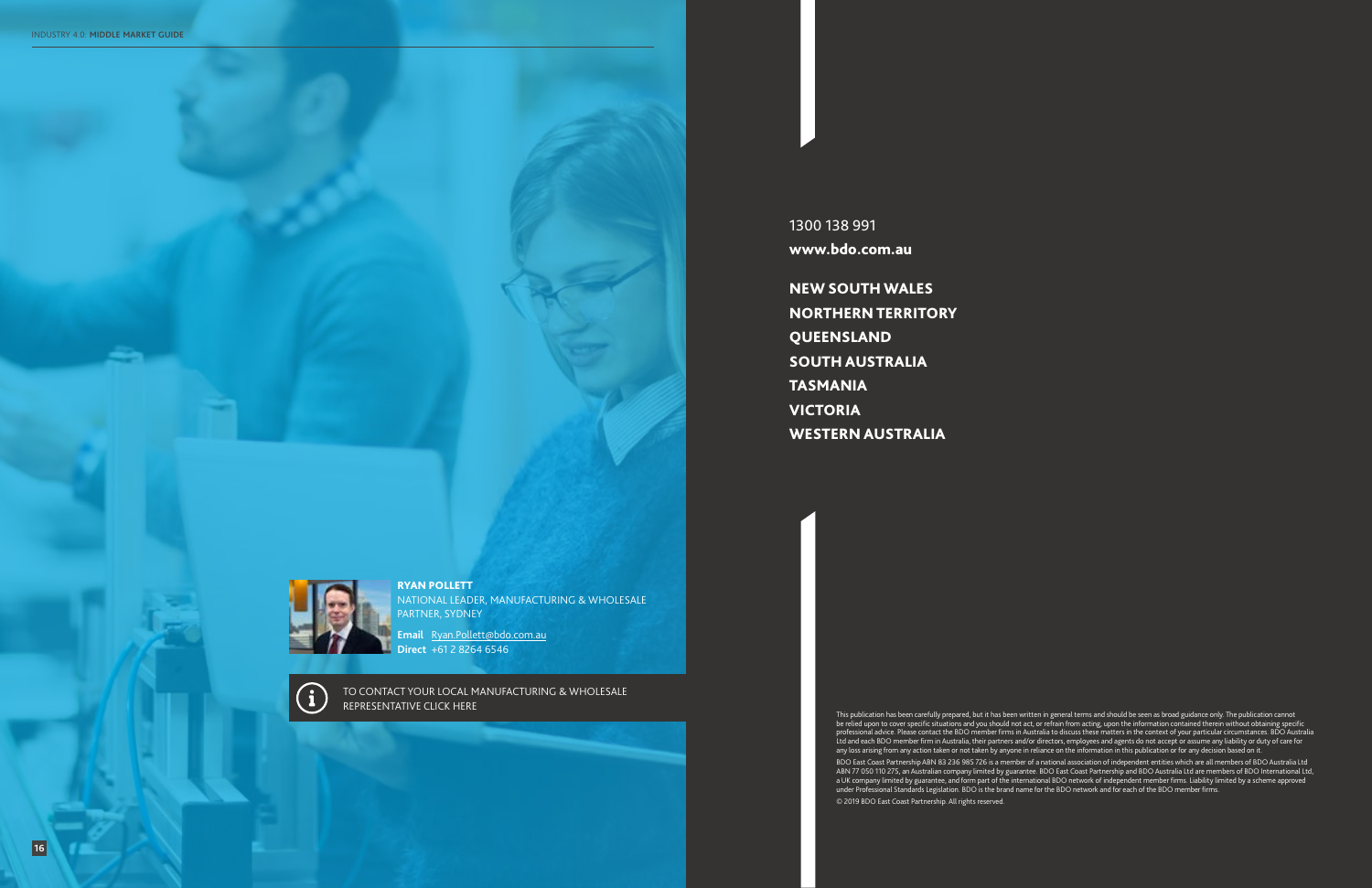**RYAN POLLETT**
NATIONAL LEADER, MANUFACTURING & WHOLESALE
PARTNER, SYDNEY

**Email** Ryan.Pollett@bdo.com.au
**Direct** +61 2 8264 6546

TO CONTACT YOUR LOCAL MANUFACTURING & WHOLESALE REPRESENTATIVE CLICK HERE

1300 138 991
**www.bdo.com.au**

**NEW SOUTH WALES**
**NORTHERN TERRITORY**
**QUEENSLAND**
**SOUTH AUSTRALIA**
**TASMANIA**
**VICTORIA**
**WESTERN AUSTRALIA**

This publication has been carefully prepared, but it has been written in general terms and should be seen as broad guidance only. The publication cannot be relied upon to cover specific situations and you should not act, or refrain from acting, upon the information contained therein without obtaining specific professional advice. Please contact the BDO member firms in Australia to discuss these matters in the context of your particular circumstances. BDO Australia Ltd and each BDO member firm in Australia, their partners and/or directors, employees and agents do not accept or assume any liability or duty of care for any loss arising from any action taken or not taken by anyone in reliance on the information in this publication or for any decision based on it.

BDO East Coast Partnership ABN 83 236 985 726 is a member of a national association of independent entities which are all members of BDO Australia Ltd ABN 77 050 110 275, an Australian company limited by guarantee. BDO East Coast Partnership and BDO Australia Ltd are members of BDO International Ltd, a UK company limited by guarantee, and form part of the international BDO network of independent member firms. Liability limited by a scheme approved under Professional Standards Legislation. BDO is the brand name for the BDO network and for each of the BDO member firms.

© 2019 BDO East Coast Partnership. All rights reserved.